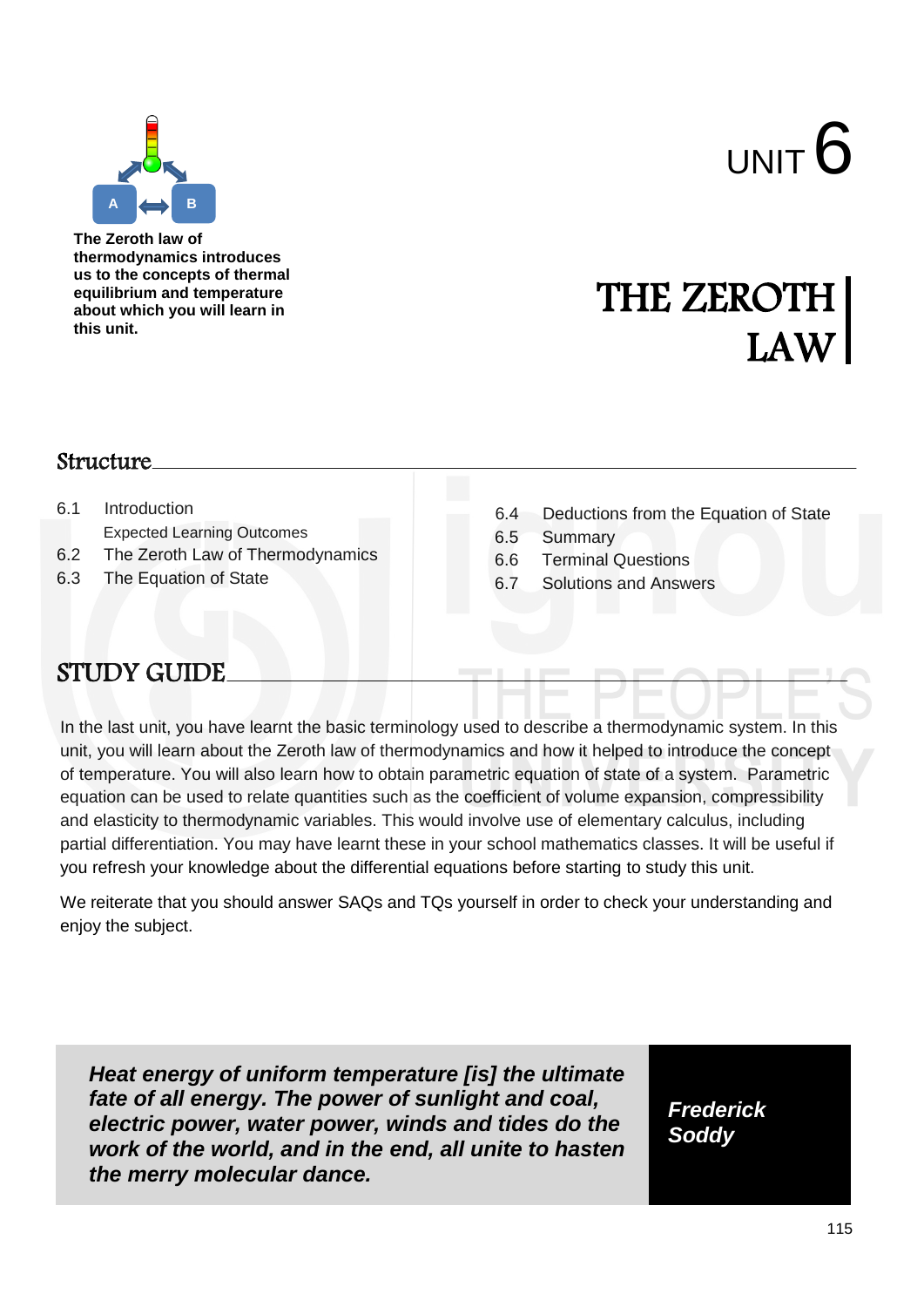# UNIT 6

# THE ZEROTH LAW

**The Zeroth law of thermodynamics introduces us to the concepts of thermal equilibrium and temperature about which you will learn in this unit.**

## Structure

6.1 Introduction
  Expected Learning Outcomes
6.2 The Zeroth Law of Thermodynamics
6.3 The Equation of State
6.4 Deductions from the Equation of State
6.5 Summary
6.6 Terminal Questions
6.7 Solutions and Answers

## STUDY GUIDE

In the last unit, you have learnt the basic terminology used to describe a thermodynamic system. In this unit, you will learn about the Zeroth law of thermodynamics and how it helped to introduce the concept of temperature. You will also learn how to obtain parametric equation of state of a system. Parametric equation can be used to relate quantities such as the coefficient of volume expansion, compressibility and elasticity to thermodynamic variables. This would involve use of elementary calculus, including partial differentiation. You may have learnt these in your school mathematics classes. It will be useful if you refresh your knowledge about the differential equations before starting to study this unit.

We reiterate that you should answer SAQs and TQs yourself in order to check your understanding and enjoy the subject.

> ***Heat energy of uniform temperature [is] the ultimate fate of all energy. The power of sunlight and coal, electric power, water power, winds and tides do the work of the world, and in the end, all unite to hasten the merry molecular dance.***
>
> ***Frederick Soddy***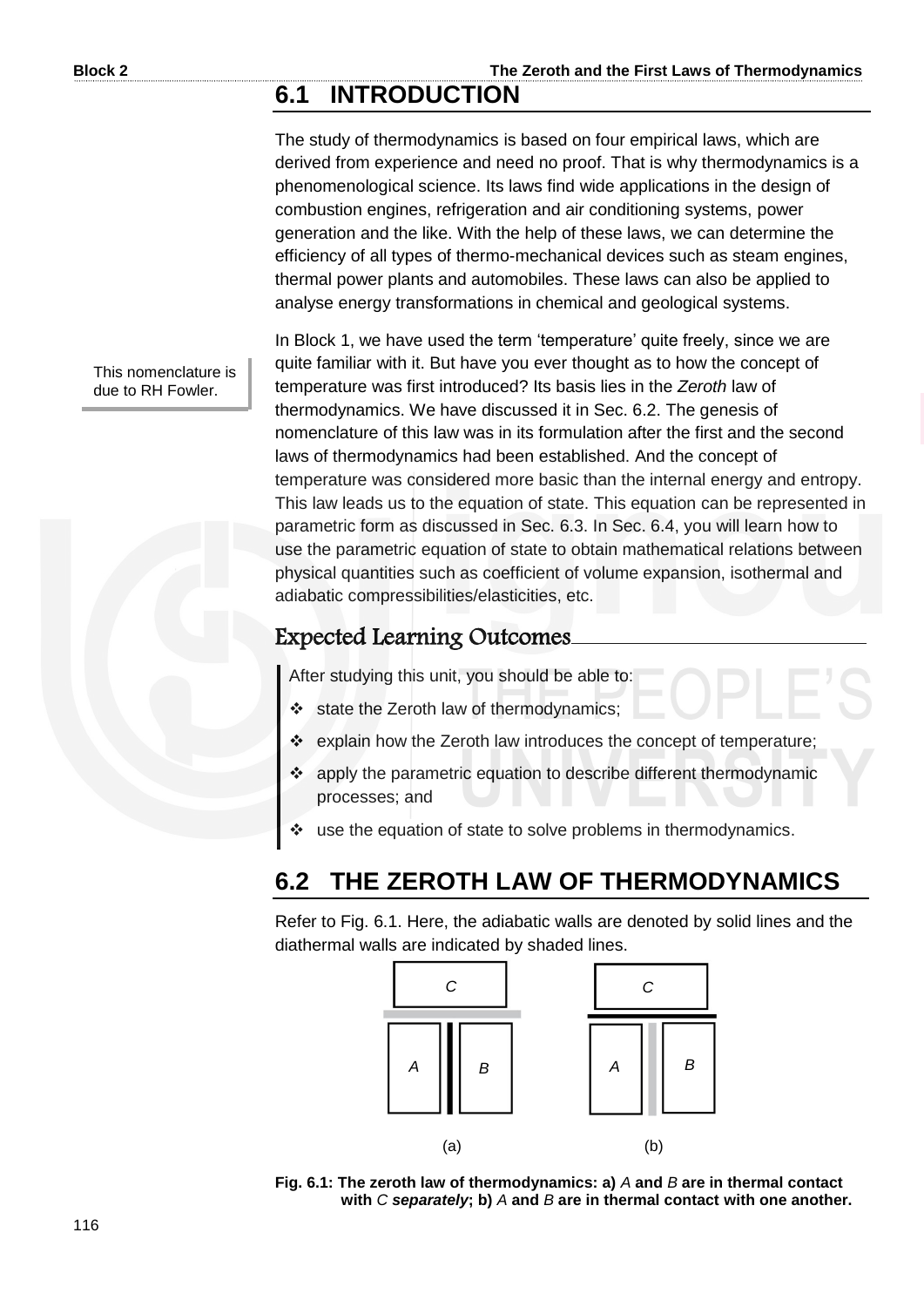## 6.1 INTRODUCTION

The study of thermodynamics is based on four empirical laws, which are derived from experience and need no proof. That is why thermodynamics is a phenomenological science. Its laws find wide applications in the design of combustion engines, refrigeration and air conditioning systems, power generation and the like. With the help of these laws, we can determine the efficiency of all types of thermo-mechanical devices such as steam engines, thermal power plants and automobiles. These laws can also be applied to analyse energy transformations in chemical and geological systems.

This nomenclature is due to RH Fowler.

In Block 1, we have used the term 'temperature' quite freely, since we are quite familiar with it. But have you ever thought as to how the concept of temperature was first introduced? Its basis lies in the *Zeroth* law of thermodynamics. We have discussed it in Sec. 6.2. The genesis of nomenclature of this law was in its formulation after the first and the second laws of thermodynamics had been established. And the concept of temperature was considered more basic than the internal energy and entropy. This law leads us to the equation of state. This equation can be represented in parametric form as discussed in Sec. 6.3. In Sec. 6.4, you will learn how to use the parametric equation of state to obtain mathematical relations between physical quantities such as coefficient of volume expansion, isothermal and adiabatic compressibilities/elasticities, etc.

### Expected Learning Outcomes

After studying this unit, you should be able to:

- state the Zeroth law of thermodynamics;
- explain how the Zeroth law introduces the concept of temperature;
- apply the parametric equation to describe different thermodynamic processes; and
- use the equation of state to solve problems in thermodynamics.

## 6.2 THE ZEROTH LAW OF THERMODYNAMICS

Refer to Fig. 6.1. Here, the adiabatic walls are denoted by solid lines and the diathermal walls are indicated by shaded lines.

**Fig. 6.1: The zeroth law of thermodynamics: a)** *A* **and** *B* **are in thermal contact with** *C* ***separately*****; b)** *A* **and** *B* **are in thermal contact with one another.**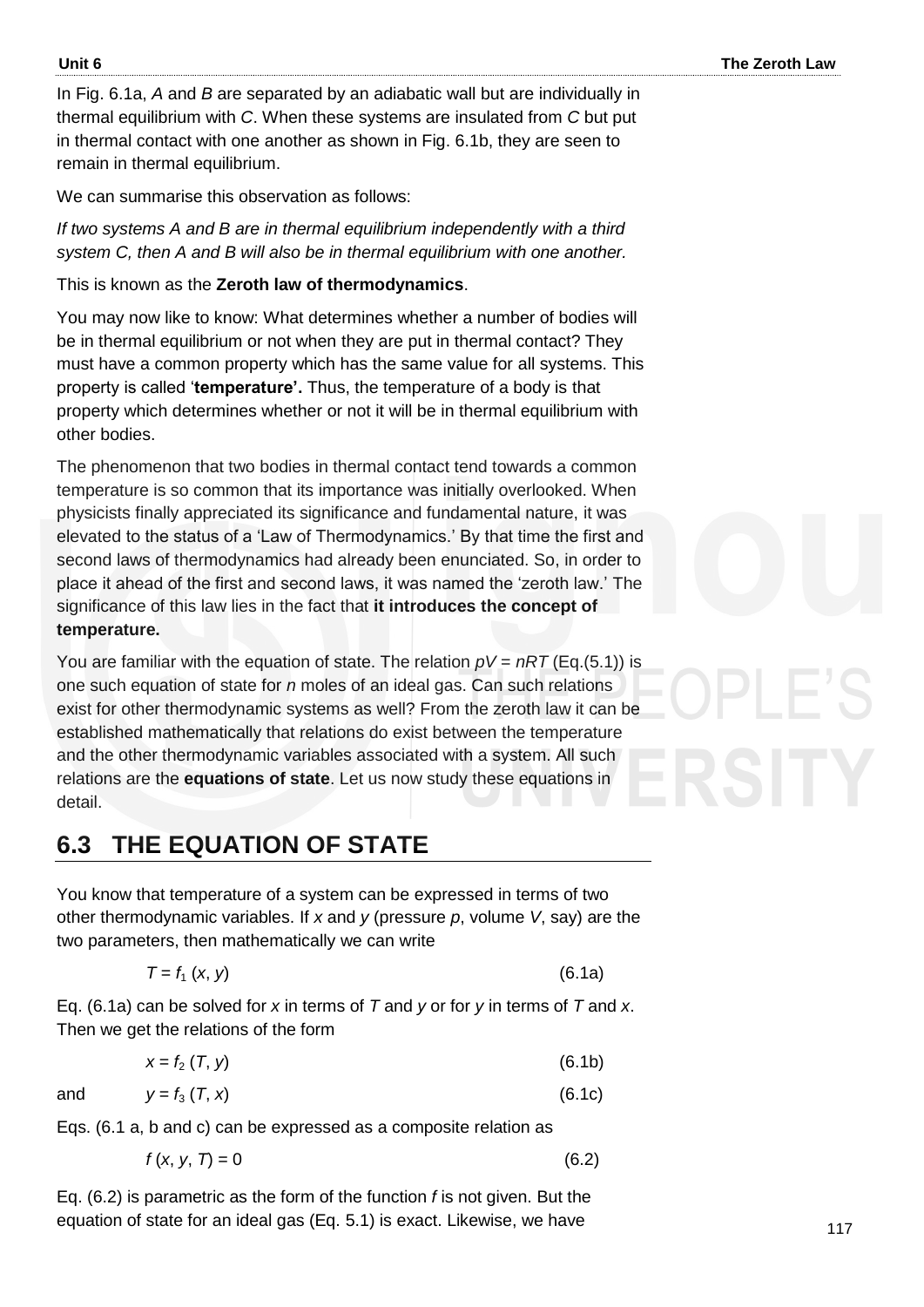In Fig. 6.1a, *A* and *B* are separated by an adiabatic wall but are individually in thermal equilibrium with *C*. When these systems are insulated from *C* but put in thermal contact with one another as shown in Fig. 6.1b, they are seen to remain in thermal equilibrium.

We can summarise this observation as follows:

*If two systems A and B are in thermal equilibrium independently with a third system C, then A and B will also be in thermal equilibrium with one another.*

This is known as the **Zeroth law of thermodynamics**.

You may now like to know: What determines whether a number of bodies will be in thermal equilibrium or not when they are put in thermal contact? They must have a common property which has the same value for all systems. This property is called '**temperature'.** Thus, the temperature of a body is that property which determines whether or not it will be in thermal equilibrium with other bodies.

The phenomenon that two bodies in thermal contact tend towards a common temperature is so common that its importance was initially overlooked. When physicists finally appreciated its significance and fundamental nature, it was elevated to the status of a 'Law of Thermodynamics.' By that time the first and second laws of thermodynamics had already been enunciated. So, in order to place it ahead of the first and second laws, it was named the 'zeroth law.' The significance of this law lies in the fact that **it introduces the concept of temperature.**

You are familiar with the equation of state. The relation $pV = nRT$ (Eq.(5.1)) is one such equation of state for *n* moles of an ideal gas. Can such relations exist for other thermodynamic systems as well? From the zeroth law it can be established mathematically that relations do exist between the temperature and the other thermodynamic variables associated with a system. All such relations are the **equations of state**. Let us now study these equations in detail.

## 6.3 THE EQUATION OF STATE

You know that temperature of a system can be expressed in terms of two other thermodynamic variables. If *x* and *y* (pressure *p*, volume *V*, say) are the two parameters, then mathematically we can write

$$T = f_1(x, y) \tag{6.1a}$$

Eq. (6.1a) can be solved for *x* in terms of *T* and *y* or for *y* in terms of *T* and *x*. Then we get the relations of the form

$$x = f_2(T, y) \tag{6.1b}$$

and

$$y = f_3(T, x) \tag{6.1c}$$

Eqs. (6.1 a, b and c) can be expressed as a composite relation as

$$f(x, y, T) = 0 \tag{6.2}$$

Eq. (6.2) is parametric as the form of the function *f* is not given. But the equation of state for an ideal gas (Eq. 5.1) is exact. Likewise, we have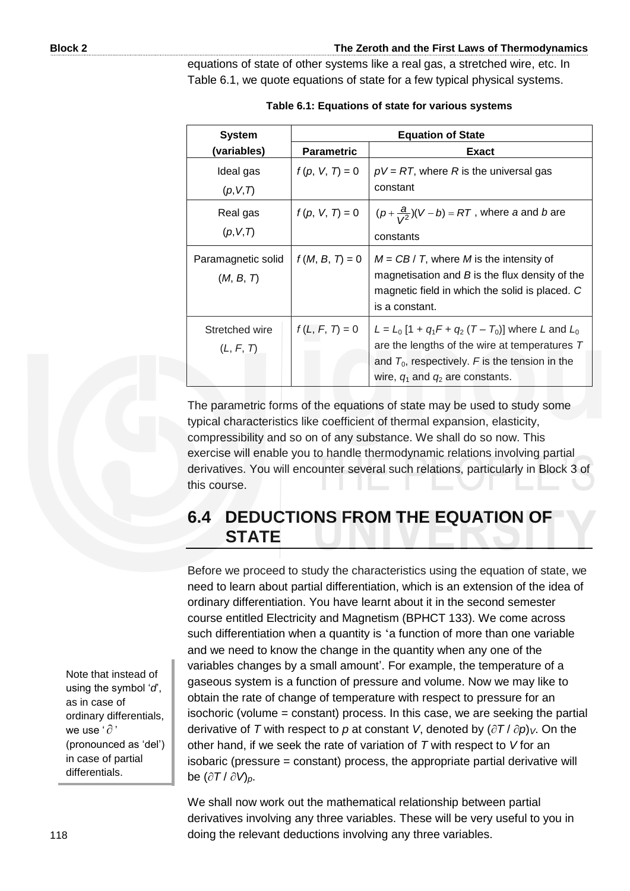equations of state of other systems like a real gas, a stretched wire, etc. In Table 6.1, we quote equations of state for a few typical physical systems.

**Table 6.1: Equations of state for various systems**

| System (variables) | Equation of State | |
|---|---|---|
| | **Parametric** | **Exact** |
| Ideal gas ($p,V,T$) | $f(p, V, T) = 0$ | $pV = RT$, where $R$ is the universal gas constant |
| Real gas ($p,V,T$) | $f(p, V, T) = 0$ | $(p + \frac{a}{V^2})(V - b) = RT$, where $a$ and $b$ are constants |
| Paramagnetic solid ($M, B, T$) | $f(M, B, T) = 0$ | $M = CB / T$, where $M$ is the intensity of magnetisation and $B$ is the flux density of the magnetic field in which the solid is placed. $C$ is a constant. |
| Stretched wire ($L, F, T$) | $f(L, F, T) = 0$ | $L = L_0 [1 + q_1 F + q_2 (T - T_0)]$ where $L$ and $L_0$ are the lengths of the wire at temperatures $T$ and $T_0$, respectively. $F$ is the tension in the wire, $q_1$ and $q_2$ are constants. |

The parametric forms of the equations of state may be used to study some typical characteristics like coefficient of thermal expansion, elasticity, compressibility and so on of any substance. We shall do so now. This exercise will enable you to handle thermodynamic relations involving partial derivatives. You will encounter several such relations, particularly in Block 3 of this course.

## 6.4 DEDUCTIONS FROM THE EQUATION OF STATE

Before we proceed to study the characteristics using the equation of state, we need to learn about partial differentiation, which is an extension of the idea of ordinary differentiation. You have learnt about it in the second semester course entitled Electricity and Magnetism (BPHCT 133). We come across such differentiation when a quantity is 'a function of more than one variable and we need to know the change in the quantity when any one of the variables changes by a small amount'. For example, the temperature of a gaseous system is a function of pressure and volume. Now we may like to obtain the rate of change of temperature with respect to pressure for an isochoric (volume = constant) process. In this case, we are seeking the partial derivative of $T$ with respect to $p$ at constant $V$, denoted by $(\partial T / \partial p)_V$. On the other hand, if we seek the rate of variation of $T$ with respect to $V$ for an isobaric (pressure = constant) process, the appropriate partial derivative will be $(\partial T / \partial V)_p$.

Note that instead of using the symbol '$d$', as in case of ordinary differentials, we use '$\partial$' (pronounced as 'del') in case of partial differentials.

We shall now work out the mathematical relationship between partial derivatives involving any three variables. These will be very useful to you in doing the relevant deductions involving any three variables.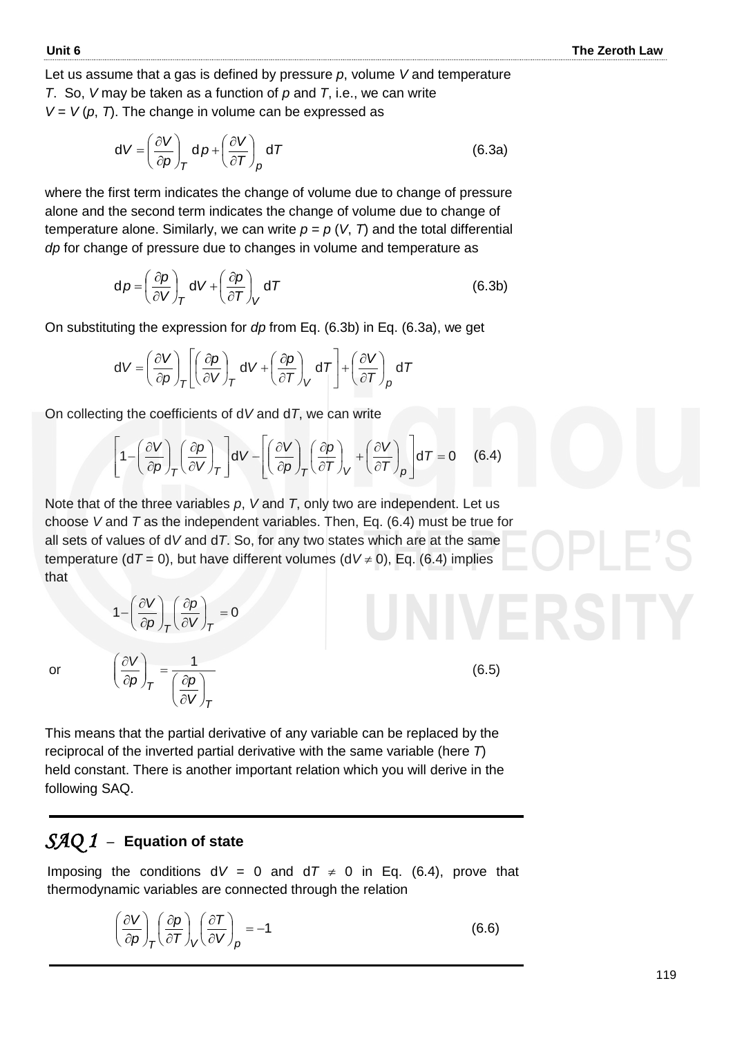Let us assume that a gas is defined by pressure $p$, volume $V$ and temperature $T$. So, $V$ may be taken as a function of $p$ and $T$, i.e., we can write $V = V(p, T)$. The change in volume can be expressed as

$$\mathrm{d}V = \left(\frac{\partial V}{\partial p}\right)_T \mathrm{d}p + \left(\frac{\partial V}{\partial T}\right)_p \mathrm{d}T \qquad (6.3a)$$

where the first term indicates the change of volume due to change of pressure alone and the second term indicates the change of volume due to change of temperature alone. Similarly, we can write $p = p(V, T)$ and the total differential $dp$ for change of pressure due to changes in volume and temperature as

$$\mathrm{d}p = \left(\frac{\partial p}{\partial V}\right)_T \mathrm{d}V + \left(\frac{\partial p}{\partial T}\right)_V \mathrm{d}T \qquad (6.3b)$$

On substituting the expression for $dp$ from Eq. (6.3b) in Eq. (6.3a), we get

$$\mathrm{d}V = \left(\frac{\partial V}{\partial p}\right)_T \left[\left(\frac{\partial p}{\partial V}\right)_T \mathrm{d}V + \left(\frac{\partial p}{\partial T}\right)_V \mathrm{d}T\right] + \left(\frac{\partial V}{\partial T}\right)_p \mathrm{d}T$$

On collecting the coefficients of d$V$ and d$T$, we can write

$$\left[1 - \left(\frac{\partial V}{\partial p}\right)_T \left(\frac{\partial p}{\partial V}\right)_T\right]\mathrm{d}V - \left[\left(\frac{\partial V}{\partial p}\right)_T \left(\frac{\partial p}{\partial T}\right)_V + \left(\frac{\partial V}{\partial T}\right)_p\right]\mathrm{d}T = 0 \qquad (6.4)$$

Note that of the three variables $p$, $V$ and $T$, only two are independent. Let us choose $V$ and $T$ as the independent variables. Then, Eq. (6.4) must be true for all sets of values of d$V$ and d$T$. So, for any two states which are at the same temperature (d$T$ = 0), but have different volumes (d$V \neq 0$), Eq. (6.4) implies that

$$1 - \left(\frac{\partial V}{\partial p}\right)_T \left(\frac{\partial p}{\partial V}\right)_T = 0$$

or

$$\left(\frac{\partial V}{\partial p}\right)_T = \frac{1}{\left(\frac{\partial p}{\partial V}\right)_T} \qquad (6.5)$$

This means that the partial derivative of any variable can be replaced by the reciprocal of the inverted partial derivative with the same variable (here $T$) held constant. There is another important relation which you will derive in the following SAQ.

---

***SAQ 1*** – **Equation of state**

Imposing the conditions d$V$ = 0 and d$T \neq 0$ in Eq. (6.4), prove that thermodynamic variables are connected through the relation

$$\left(\frac{\partial V}{\partial p}\right)_T \left(\frac{\partial p}{\partial T}\right)_V \left(\frac{\partial T}{\partial V}\right)_p = -1 \qquad (6.6)$$

---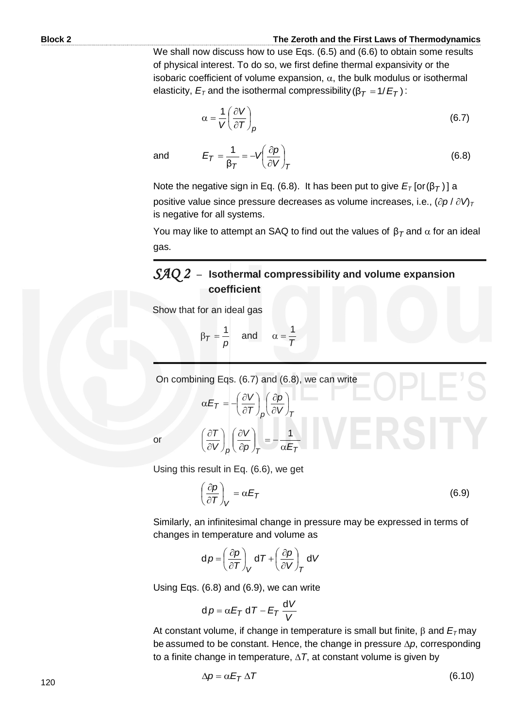We shall now discuss how to use Eqs. (6.5) and (6.6) to obtain some results of physical interest. To do so, we first define thermal expansivity or the isobaric coefficient of volume expansion, $\alpha$, the bulk modulus or isothermal elasticity, $E_T$ and the isothermal compressibility $(\beta_T = 1/E_T)$:

$$\alpha = \frac{1}{V}\left(\frac{\partial V}{\partial T}\right)_p \tag{6.7}$$

and

$$E_T = \frac{1}{\beta_T} = -V\left(\frac{\partial p}{\partial V}\right)_T \tag{6.8}$$

Note the negative sign in Eq. (6.8). It has been put to give $E_T$ [or $(\beta_T)$] a positive value since pressure decreases as volume increases, i.e., $(\partial p / \partial V)_T$ is negative for all systems.

You may like to attempt an SAQ to find out the values of $\beta_T$ and $\alpha$ for an ideal gas.

## *SAQ 2* – Isothermal compressibility and volume expansion coefficient

Show that for an ideal gas

$$\beta_T = \frac{1}{p} \quad \text{and} \quad \alpha = \frac{1}{T}$$

On combining Eqs. (6.7) and (6.8), we can write

$$\alpha E_T = -\left(\frac{\partial V}{\partial T}\right)_p \left(\frac{\partial p}{\partial V}\right)_T$$

or

$$\left(\frac{\partial T}{\partial V}\right)_p \left(\frac{\partial V}{\partial p}\right)_T = -\frac{1}{\alpha E_T}$$

Using this result in Eq. (6.6), we get

$$\left(\frac{\partial p}{\partial T}\right)_V = \alpha E_T \tag{6.9}$$

Similarly, an infinitesimal change in pressure may be expressed in terms of changes in temperature and volume as

$$\mathrm{d}p = \left(\frac{\partial p}{\partial T}\right)_V \mathrm{d}T + \left(\frac{\partial p}{\partial V}\right)_T \mathrm{d}V$$

Using Eqs. (6.8) and (6.9), we can write

$$\mathrm{d}p = \alpha E_T \,\mathrm{d}T - E_T \frac{\mathrm{d}V}{V}$$

At constant volume, if change in temperature is small but finite, $\beta$ and $E_T$ may be assumed to be constant. Hence, the change in pressure $\Delta p$, corresponding to a finite change in temperature, $\Delta T$, at constant volume is given by

$$\Delta p = \alpha E_T \,\Delta T \tag{6.10}$$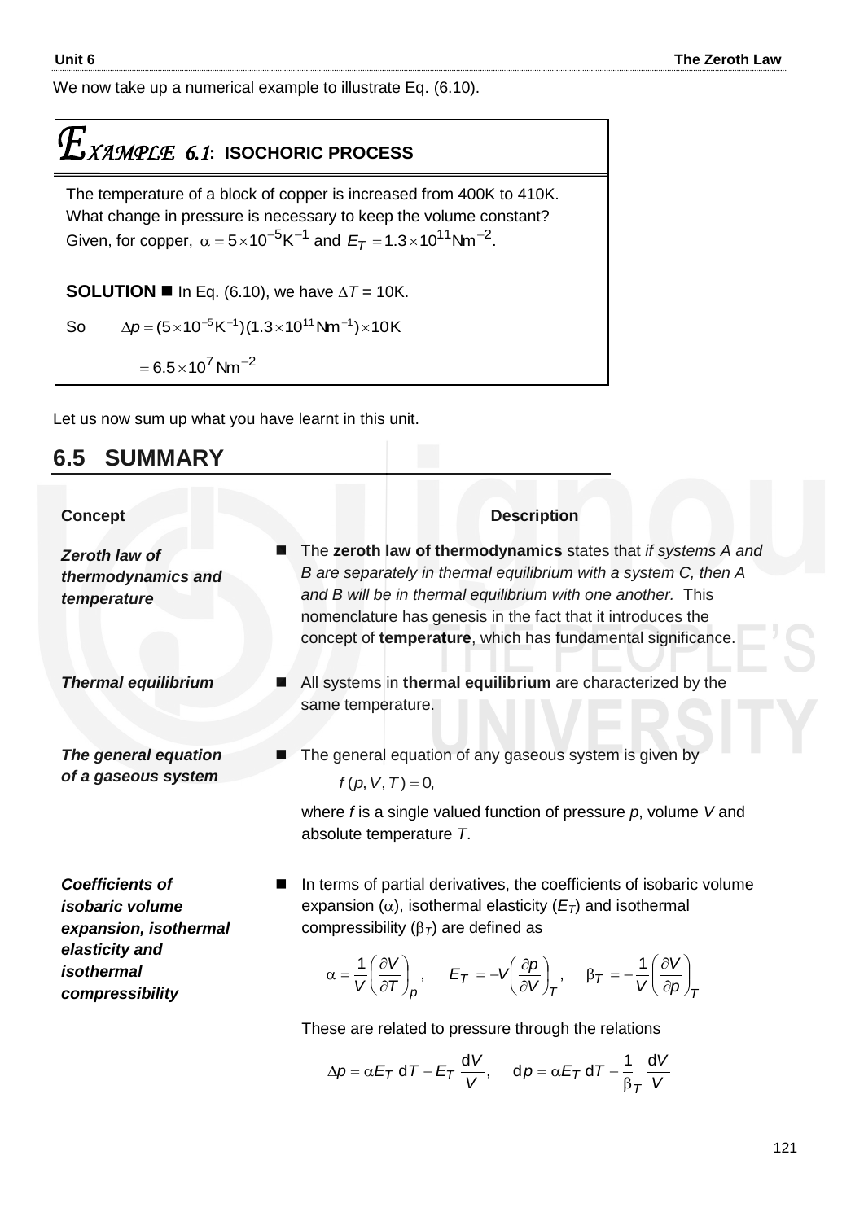We now take up a numerical example to illustrate Eq. (6.10).

**EXAMPLE 6.1: ISOCHORIC PROCESS**

The temperature of a block of copper is increased from 400K to 410K. What change in pressure is necessary to keep the volume constant? Given, for copper, $\alpha = 5\times10^{-5}\text{K}^{-1}$ and $E_T = 1.3\times10^{11}\text{Nm}^{-2}$.

**SOLUTION** ■ In Eq. (6.10), we have $\Delta T$ = 10K.

So $\Delta p = (5\times10^{-5}\text{K}^{-1})(1.3\times10^{11}\text{Nm}^{-1})\times 10\text{K}$

$= 6.5\times10^{7}\,\text{Nm}^{-2}$

Let us now sum up what you have learnt in this unit.

## 6.5 SUMMARY

| Concept | Description |
|---|---|
| *Zeroth law of thermodynamics and temperature* | ■ The **zeroth law of thermodynamics** states that *if systems A and B are separately in thermal equilibrium with a system C, then A and B will be in thermal equilibrium with one another.* This nomenclature has genesis in the fact that it introduces the concept of **temperature**, which has fundamental significance. |
| *Thermal equilibrium* | ■ All systems in **thermal equilibrium** are characterized by the same temperature. |
| *The general equation of a gaseous system* | ■ The general equation of any gaseous system is given by $f(p, V, T) = 0,$ where $f$ is a single valued function of pressure $p$, volume $V$ and absolute temperature $T$. |
| *Coefficients of isobaric volume expansion, isothermal elasticity and isothermal compressibility* | ■ In terms of partial derivatives, the coefficients of isobaric volume expansion ($\alpha$), isothermal elasticity ($E_T$) and isothermal compressibility ($\beta_T$) are defined as $\alpha = \frac{1}{V}\left(\frac{\partial V}{\partial T}\right)_p, \quad E_T = -V\left(\frac{\partial p}{\partial V}\right)_T, \quad \beta_T = -\frac{1}{V}\left(\frac{\partial V}{\partial p}\right)_T$ These are related to pressure through the relations $\Delta p = \alpha E_T\, dT - E_T\,\frac{dV}{V}, \quad dp = \alpha E_T\, dT - \frac{1}{\beta_T}\,\frac{dV}{V}$ |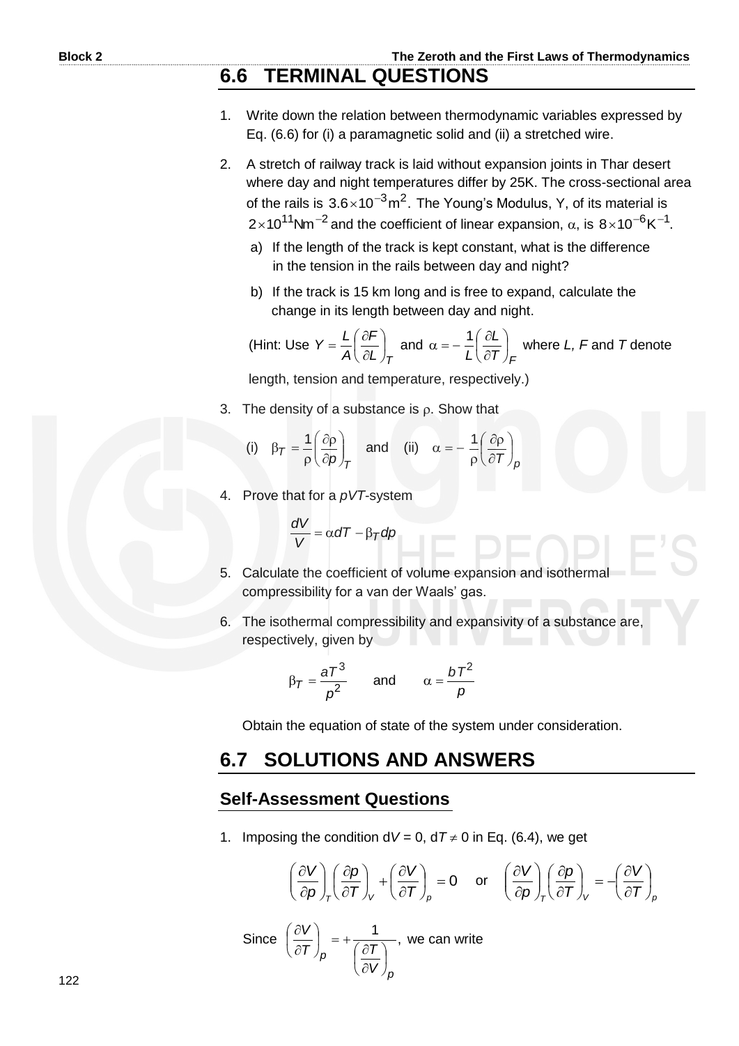## 6.6 TERMINAL QUESTIONS

1. Write down the relation between thermodynamic variables expressed by Eq. (6.6) for (i) a paramagnetic solid and (ii) a stretched wire.

2. A stretch of railway track is laid without expansion joints in Thar desert where day and night temperatures differ by 25K. The cross-sectional area of the rails is $3.6 \times 10^{-3} \text{m}^2$. The Young's Modulus, Y, of its material is $2 \times 10^{11} \text{Nm}^{-2}$ and the coefficient of linear expansion, $\alpha$, is $8 \times 10^{-6} \text{K}^{-1}$.

   a) If the length of the track is kept constant, what is the difference in the tension in the rails between day and night?

   b) If the track is 15 km long and is free to expand, calculate the change in its length between day and night.

   (Hint: Use $Y = \frac{L}{A}\left(\frac{\partial F}{\partial L}\right)_T$ and $\alpha = -\frac{1}{L}\left(\frac{\partial L}{\partial T}\right)_F$ where *L, F* and *T* denote length, tension and temperature, respectively.)

3. The density of a substance is $\rho$. Show that

   (i) $\beta_T = \frac{1}{\rho}\left(\frac{\partial \rho}{\partial p}\right)_T$ and (ii) $\alpha = -\frac{1}{\rho}\left(\frac{\partial \rho}{\partial T}\right)_p$

4. Prove that for a *pVT*-system

$$\frac{dV}{V} = \alpha dT - \beta_T dp$$

5. Calculate the coefficient of volume expansion and isothermal compressibility for a van der Waals' gas.

6. The isothermal compressibility and expansivity of a substance are, respectively, given by

$$\beta_T = \frac{aT^3}{p^2} \quad \text{and} \quad \alpha = \frac{bT^2}{p}$$

   Obtain the equation of state of the system under consideration.

## 6.7 SOLUTIONS AND ANSWERS

### Self-Assessment Questions

1. Imposing the condition $dV = 0$, $dT \neq 0$ in Eq. (6.4), we get

$$\left(\frac{\partial V}{\partial p}\right)_T \left(\frac{\partial p}{\partial T}\right)_V + \left(\frac{\partial V}{\partial T}\right)_p = 0 \quad \text{or} \quad \left(\frac{\partial V}{\partial p}\right)_T \left(\frac{\partial p}{\partial T}\right)_V = -\left(\frac{\partial V}{\partial T}\right)_p$$

   Since $\left(\frac{\partial V}{\partial T}\right)_p = +\frac{1}{\left(\frac{\partial T}{\partial V}\right)_p}$, we can write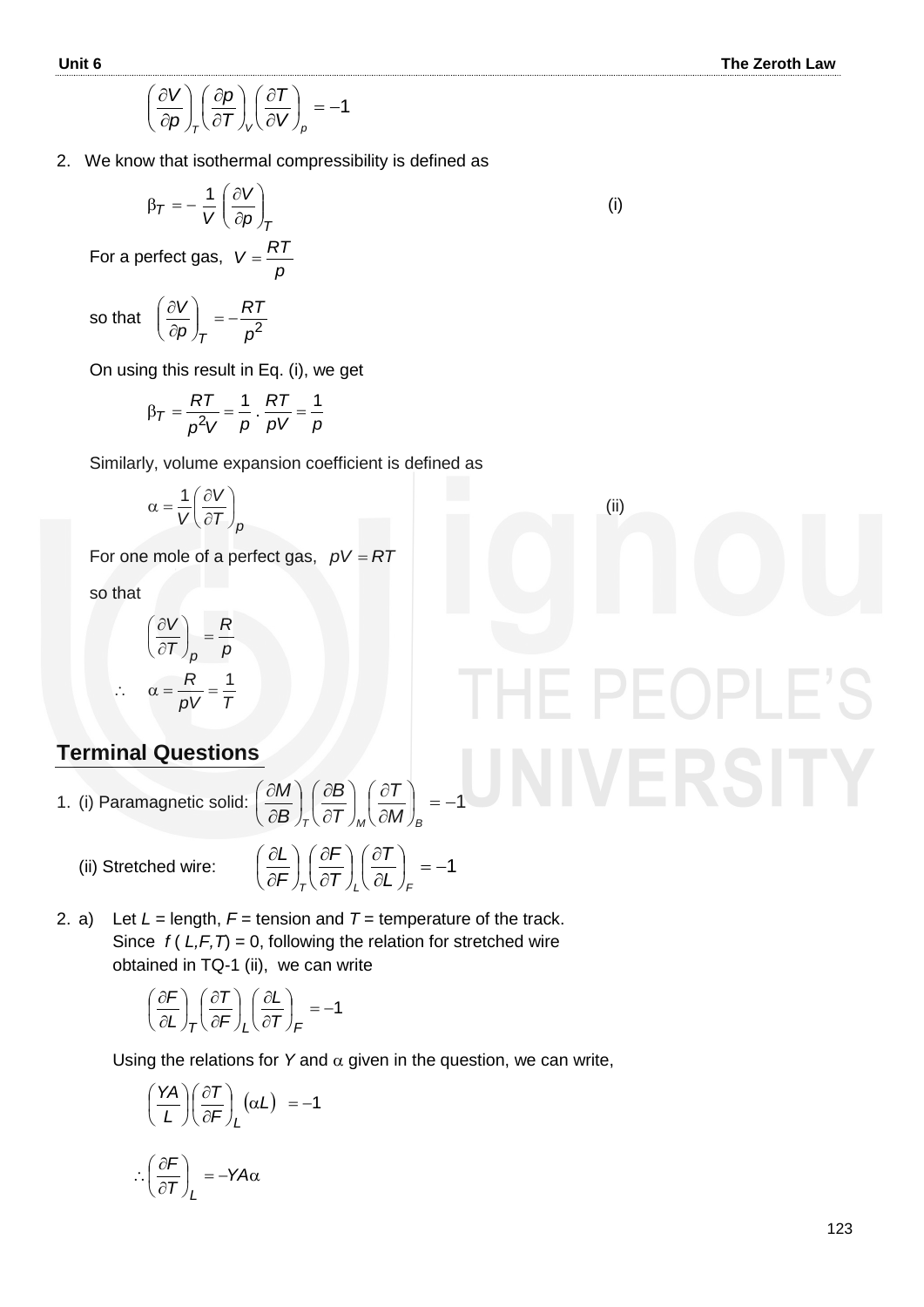$$\left(\frac{\partial V}{\partial p}\right)_T \left(\frac{\partial p}{\partial T}\right)_V \left(\frac{\partial T}{\partial V}\right)_p = -1$$

2. We know that isothermal compressibility is defined as

$$\beta_T = -\frac{1}{V}\left(\frac{\partial V}{\partial p}\right)_T \qquad \text{(i)}$$

For a perfect gas, $V = \dfrac{RT}{p}$

so that $\left(\dfrac{\partial V}{\partial p}\right)_T = -\dfrac{RT}{p^2}$

On using this result in Eq. (i), we get

$$\beta_T = \frac{RT}{p^2 V} = \frac{1}{p} \cdot \frac{RT}{pV} = \frac{1}{p}$$

Similarly, volume expansion coefficient is defined as

$$\alpha = \frac{1}{V}\left(\frac{\partial V}{\partial T}\right)_p \qquad \text{(ii)}$$

For one mole of a perfect gas, $pV = RT$

so that

$$\left(\frac{\partial V}{\partial T}\right)_p = \frac{R}{p}$$

$$\therefore \quad \alpha = \frac{R}{pV} = \frac{1}{T}$$

## Terminal Questions

1. (i) Paramagnetic solid: $\left(\dfrac{\partial M}{\partial B}\right)_T \left(\dfrac{\partial B}{\partial T}\right)_M \left(\dfrac{\partial T}{\partial M}\right)_B = -1$

   (ii) Stretched wire: $\left(\dfrac{\partial L}{\partial F}\right)_T \left(\dfrac{\partial F}{\partial T}\right)_L \left(\dfrac{\partial T}{\partial L}\right)_F = -1$

2. a) Let $L$ = length, $F$ = tension and $T$ = temperature of the track. Since $f(L, F, T) = 0$, following the relation for stretched wire obtained in TQ-1 (ii), we can write

$$\left(\frac{\partial F}{\partial L}\right)_T \left(\frac{\partial T}{\partial F}\right)_L \left(\frac{\partial L}{\partial T}\right)_F = -1$$

Using the relations for $Y$ and $\alpha$ given in the question, we can write,

$$\left(\frac{YA}{L}\right)\left(\frac{\partial T}{\partial F}\right)_L (\alpha L) = -1$$

$$\therefore \left(\frac{\partial F}{\partial T}\right)_L = -YA\alpha$$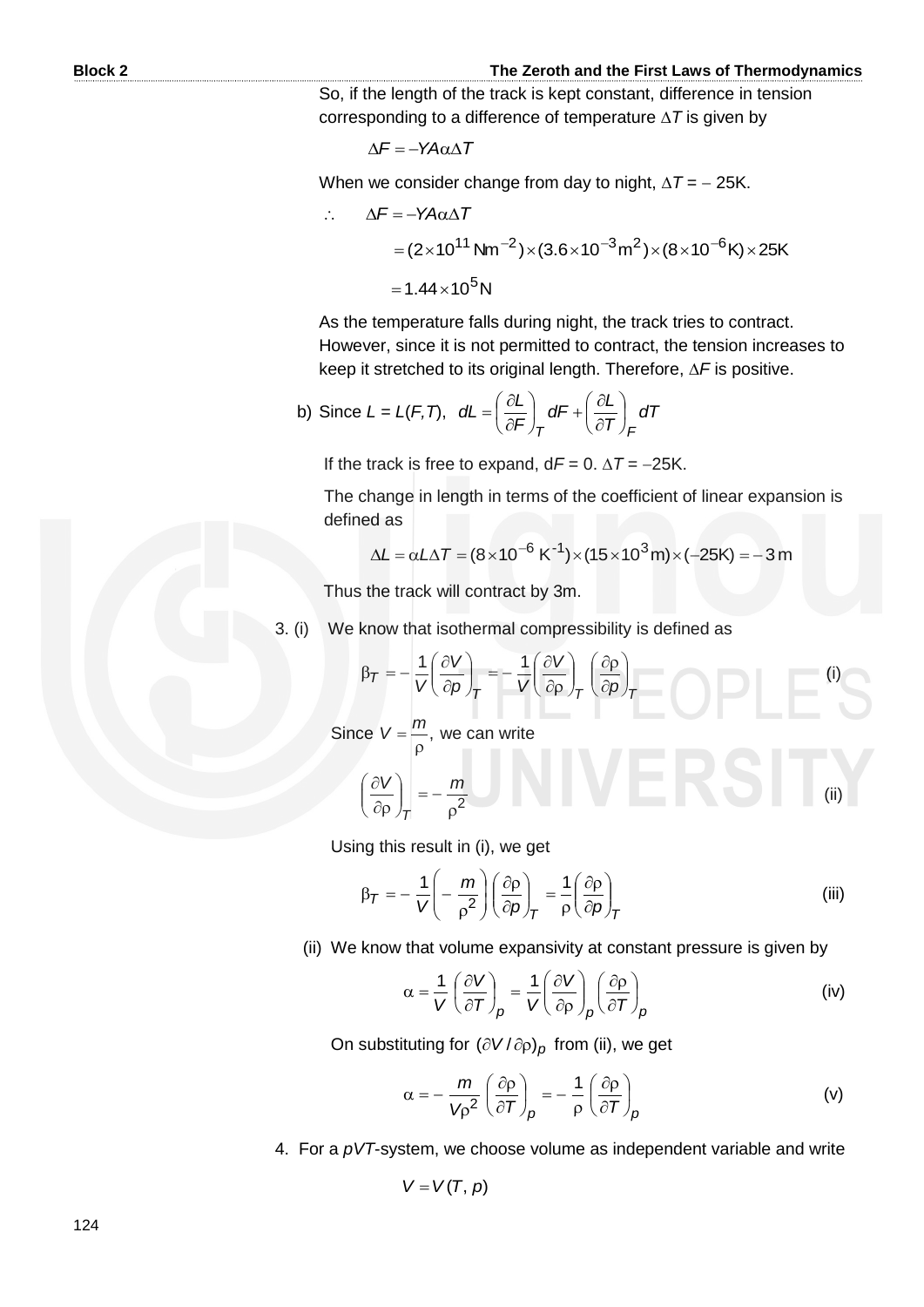So, if the length of the track is kept constant, difference in tension corresponding to a difference of temperature $\Delta T$ is given by

$$\Delta F = -YA\alpha\Delta T$$

When we consider change from day to night, $\Delta T = -25$K.

$$\therefore \quad \Delta F = -YA\alpha\Delta T$$

$$= (2\times10^{11}\,\text{Nm}^{-2})\times(3.6\times10^{-3}\,\text{m}^2)\times(8\times10^{-6}\text{K})\times 25\text{K}$$

$$= 1.44\times10^5\,\text{N}$$

As the temperature falls during night, the track tries to contract. However, since it is not permitted to contract, the tension increases to keep it stretched to its original length. Therefore, $\Delta F$ is positive.

b) Since $L = L(F,T)$, $dL = \left(\frac{\partial L}{\partial F}\right)_T dF + \left(\frac{\partial L}{\partial T}\right)_F dT$

If the track is free to expand, $dF = 0$. $\Delta T = -25$K.

The change in length in terms of the coefficient of linear expansion is defined as

$$\Delta L = \alpha L \Delta T = (8\times10^{-6}\,\text{K}^{-1})\times(15\times10^3\,\text{m})\times(-25\text{K}) = -3\,\text{m}$$

Thus the track will contract by 3m.

3. (i) We know that isothermal compressibility is defined as

$$\beta_T = -\frac{1}{V}\left(\frac{\partial V}{\partial p}\right)_T = -\frac{1}{V}\left(\frac{\partial V}{\partial \rho}\right)_T\left(\frac{\partial \rho}{\partial p}\right)_T \qquad \text{(i)}$$

Since $V = \frac{m}{\rho}$, we can write

$$\left(\frac{\partial V}{\partial \rho}\right)_T = -\frac{m}{\rho^2} \qquad \text{(ii)}$$

Using this result in (i), we get

$$\beta_T = -\frac{1}{V}\left(-\frac{m}{\rho^2}\right)\left(\frac{\partial \rho}{\partial p}\right)_T = \frac{1}{\rho}\left(\frac{\partial \rho}{\partial p}\right)_T \qquad \text{(iii)}$$

(ii) We know that volume expansivity at constant pressure is given by

$$\alpha = \frac{1}{V}\left(\frac{\partial V}{\partial T}\right)_p = \frac{1}{V}\left(\frac{\partial V}{\partial \rho}\right)_p\left(\frac{\partial \rho}{\partial T}\right)_p \qquad \text{(iv)}$$

On substituting for $(\partial V/\partial \rho)_p$ from (ii), we get

$$\alpha = -\frac{m}{V\rho^2}\left(\frac{\partial \rho}{\partial T}\right)_p = -\frac{1}{\rho}\left(\frac{\partial \rho}{\partial T}\right)_p \qquad \text{(v)}$$

4. For a $pVT$-system, we choose volume as independent variable and write

$$V = V(T, p)$$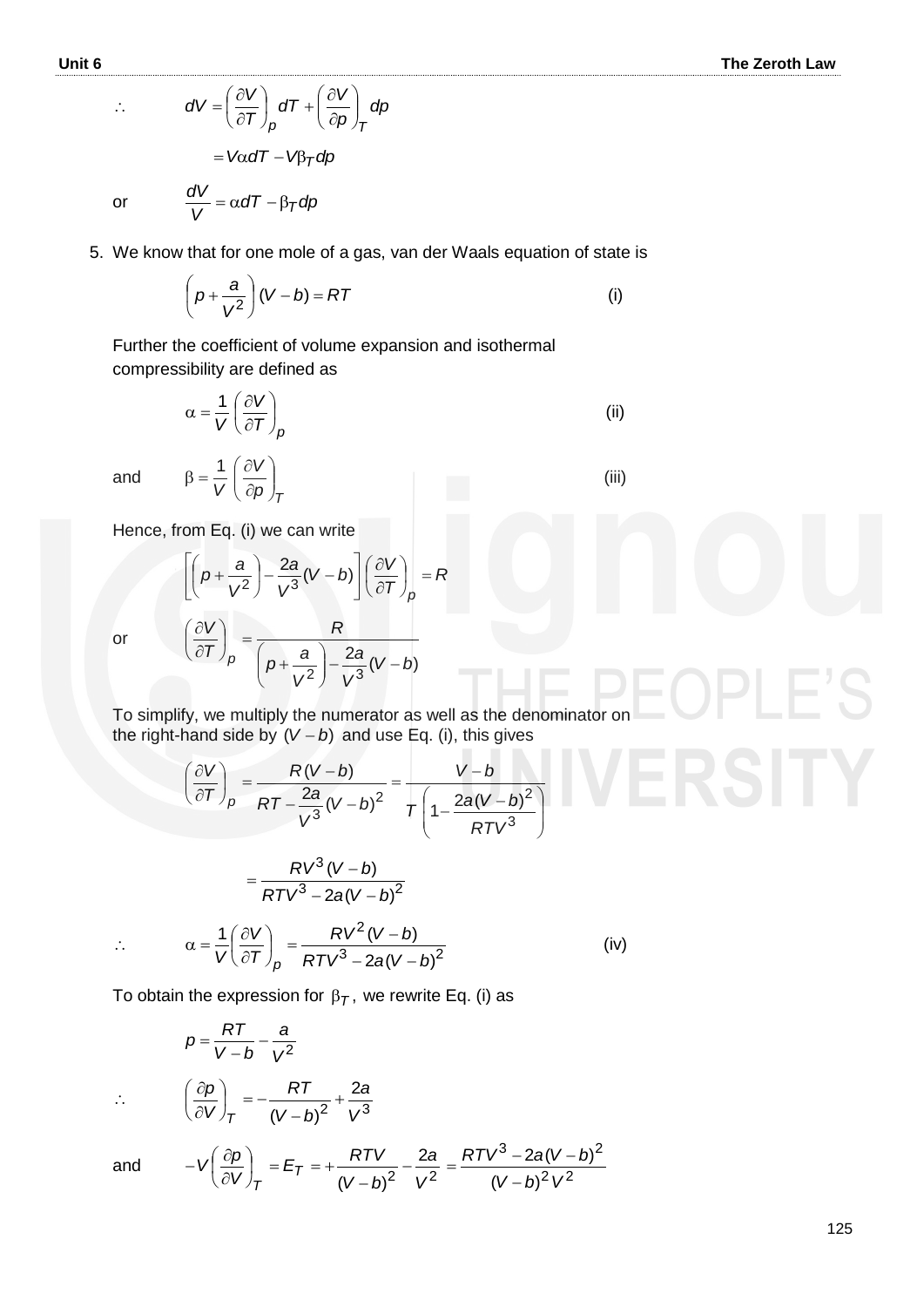$$\therefore \qquad dV = \left(\frac{\partial V}{\partial T}\right)_p dT + \left(\frac{\partial V}{\partial p}\right)_T dp$$

$$= V\alpha dT - V\beta_T dp$$

or $$\frac{dV}{V} = \alpha dT - \beta_T dp$$

5. We know that for one mole of a gas, van der Waals equation of state is

$$\left(p + \frac{a}{V^2}\right)(V - b) = RT \qquad \text{(i)}$$

Further the coefficient of volume expansion and isothermal compressibility are defined as

$$\alpha = \frac{1}{V}\left(\frac{\partial V}{\partial T}\right)_p \qquad \text{(ii)}$$

and $$\beta = \frac{1}{V}\left(\frac{\partial V}{\partial p}\right)_T \qquad \text{(iii)}$$

Hence, from Eq. (i) we can write

$$\left[\left(p + \frac{a}{V^2}\right) - \frac{2a}{V^3}(V - b)\right]\left(\frac{\partial V}{\partial T}\right)_p = R$$

or $$\left(\frac{\partial V}{\partial T}\right)_p = \frac{R}{\left(p + \frac{a}{V^2}\right) - \frac{2a}{V^3}(V - b)}$$

To simplify, we multiply the numerator as well as the denominator on the right-hand side by $(V - b)$ and use Eq. (i), this gives

$$\left(\frac{\partial V}{\partial T}\right)_p = \frac{R(V - b)}{RT - \frac{2a}{V^3}(V - b)^2} = \frac{V - b}{T\left(1 - \frac{2a(V - b)^2}{RTV^3}\right)}$$

$$= \frac{RV^3(V - b)}{RTV^3 - 2a(V - b)^2}$$

$$\therefore \qquad \alpha = \frac{1}{V}\left(\frac{\partial V}{\partial T}\right)_p = \frac{RV^2(V - b)}{RTV^3 - 2a(V - b)^2} \qquad \text{(iv)}$$

To obtain the expression for $\beta_T$, we rewrite Eq. (i) as

$$p = \frac{RT}{V - b} - \frac{a}{V^2}$$

$$\therefore \qquad \left(\frac{\partial p}{\partial V}\right)_T = -\frac{RT}{(V - b)^2} + \frac{2a}{V^3}$$

and $$-V\left(\frac{\partial p}{\partial V}\right)_T = E_T = +\frac{RTV}{(V - b)^2} - \frac{2a}{V^2} = \frac{RTV^3 - 2a(V - b)^2}{(V - b)^2 V^2}$$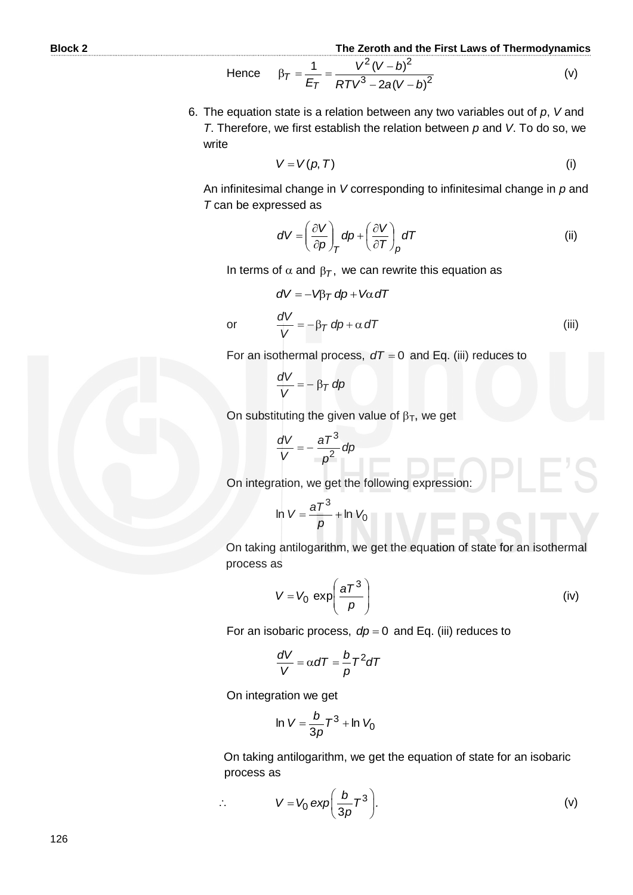Hence $\quad \beta_T = \dfrac{1}{E_T} = \dfrac{V^2(V-b)^2}{RTV^3 - 2a(V-b)^2}$ (v)

6. The equation state is a relation between any two variables out of $p$, $V$ and $T$. Therefore, we first establish the relation between $p$ and $V$. To do so, we write

$$V = V(p, T) \tag{i}$$

An infinitesimal change in $V$ corresponding to infinitesimal change in $p$ and $T$ can be expressed as

$$dV = \left(\frac{\partial V}{\partial p}\right)_T dp + \left(\frac{\partial V}{\partial T}\right)_p dT \tag{ii}$$

In terms of $\alpha$ and $\beta_T$, we can rewrite this equation as

$$dV = -V\beta_T\, dp + V\alpha\, dT$$

or

$$\frac{dV}{V} = -\beta_T\, dp + \alpha\, dT \tag{iii}$$

For an isothermal process, $dT = 0$ and Eq. (iii) reduces to

$$\frac{dV}{V} = -\beta_T\, dp$$

On substituting the given value of $\beta_T$, we get

$$\frac{dV}{V} = -\frac{aT^3}{p^2}\, dp$$

On integration, we get the following expression:

$$\ln V = \frac{aT^3}{p} + \ln V_0$$

On taking antilogarithm, we get the equation of state for an isothermal process as

$$V = V_0 \exp\left(\frac{aT^3}{p}\right) \tag{iv}$$

For an isobaric process, $dp = 0$ and Eq. (iii) reduces to

$$\frac{dV}{V} = \alpha dT = \frac{b}{p} T^2 dT$$

On integration we get

$$\ln V = \frac{b}{3p} T^3 + \ln V_0$$

On taking antilogarithm, we get the equation of state for an isobaric process as

$$\therefore \qquad V = V_0\, exp\left(\frac{b}{3p} T^3\right). \tag{v}$$